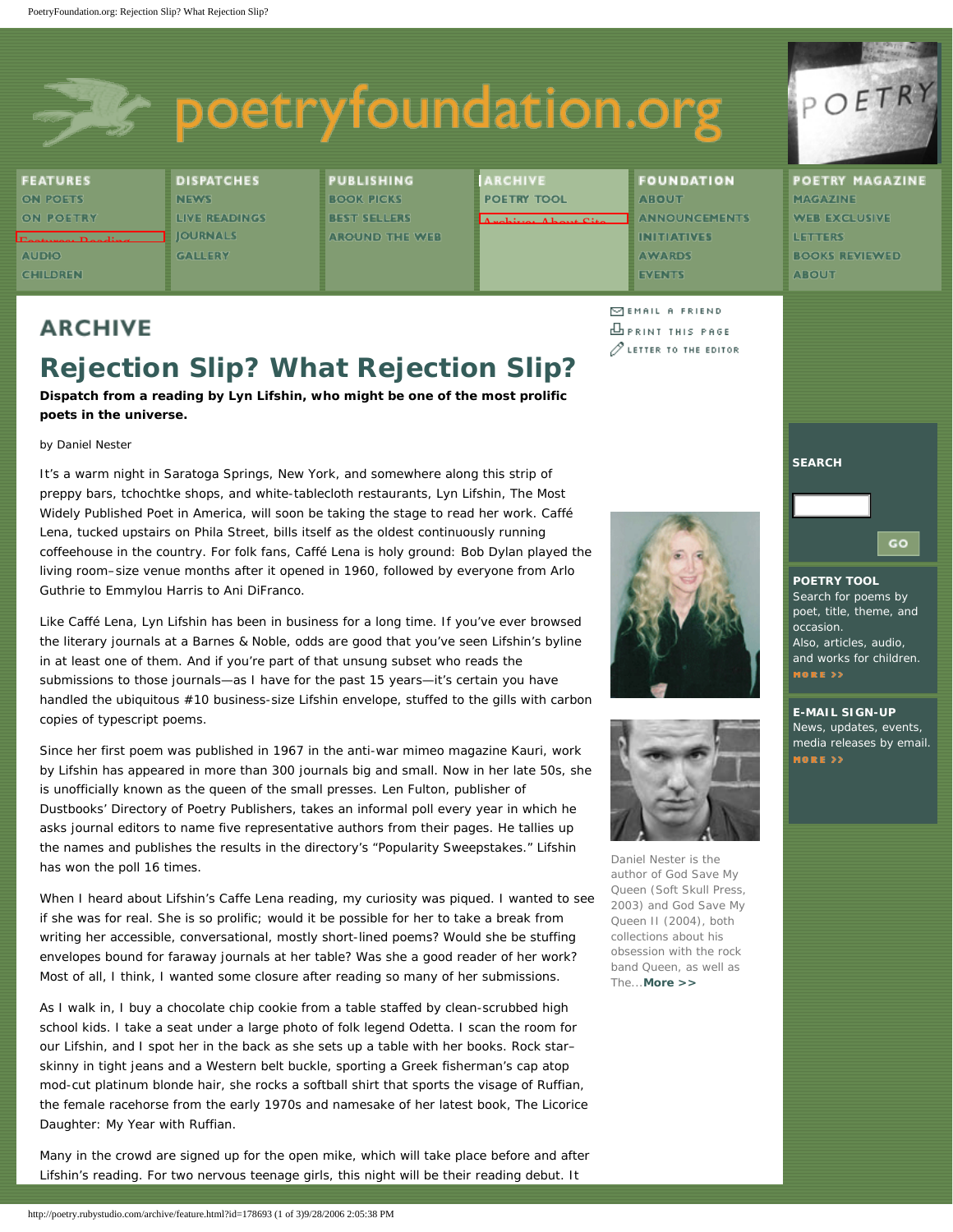# ARCHIVE

## Rejection Slip? What Rejection Slip?

**Dispatch from a reading by Lyn Lifshin, who might be one of the most prolific poets in the universe.**

by Daniel Nester

It's a warm night in Saratoga Springs, New York, and somewhere along this strip of preppy bars, tchochtke shops, and white-tablecloth restaurants, Lyn Lifshin, The Most Widely Published Poet in America, will soon be taking the stage to read her work. Caffé Lena, tucked upstairs on Phila Street, bills itself as the oldest continuously running coffeehouse in the country. For folk fans, Caffé Lena is holy ground: Bob Dylan played the living room–size venue months after it opened in 1960, followed by everyone from Arlo Guthrie to Emmylou Harris to Ani DiFranco.

Like Caffé Lena, Lyn Lifshin has been in business for a long time. If you've ever browsed the literary journals at a Barnes & Noble, odds are good that you've seen Lifshin's byline in at least one of them. And if you're part of that unsung subset who reads the submissions to those journals—as I have for the past 15 years—it's certain you have handled the ubiquitous #10 business-size Lifshin envelope, stuffed to the gills with carbon copies of typescript poems.

Since her first poem was published in 1967 in the anti-war mimeo magazine Kauri, work by Lifshin has appeared in more than 300 journals big and small. Now in her late 50s, she is unofficially known as the queen of the small presses. Len Fulton, publisher of Dustbooks' Directory of Poetry Publishers, takes an informal poll every year in which he asks journal editors to name five representative authors from their pages. He tallies up the names and publishes the results in the directory's "Popularity Sweepstakes." Lifshin has won the poll 16 times.

When I heard about Lifshin's Caffe Lena reading, my curiosity was piqued. I wanted to see if she was for real. She is so prolific; would it be possible for her to take a break from writing her accessible, conversational, mostly short-lined poems? Would she be stuffing envelopes bound for faraway journals at her table? Was she a good reader of her work? Most of all, I think, I wanted some closure after reading so many of her submissions.

As I walk in, I buy a chocolate chip cookie from a table staffed by clean-scrubbed high school kids. I take a seat under a large photo of folk legend Odetta. I scan the room for our Lifshin, and I spot her in the back as she sets up a table with her books. Rock star–skinny in tight jeans and a Western belt buckle, sporting a Greek fisherman's cap atop mod-cut platinum blonde hair, she rocks a softball shirt that sports the visage of Ruffian, the female racehorse from the early 1970s and namesake of her latest book, The Licorice Daughter: My Year with Ruffian.

Many in the crowd are signed up for the open mike, which will take place before and after Lifshin's reading. For two nervous teenage girls, this night will be their reading debut. It

Daniel Nester is the author of God Save My Queen (Soft Skull Press, 2003) and God Save My Queen II (2004), both collections about his obsession with the rock band Queen, as well as The...**More >>**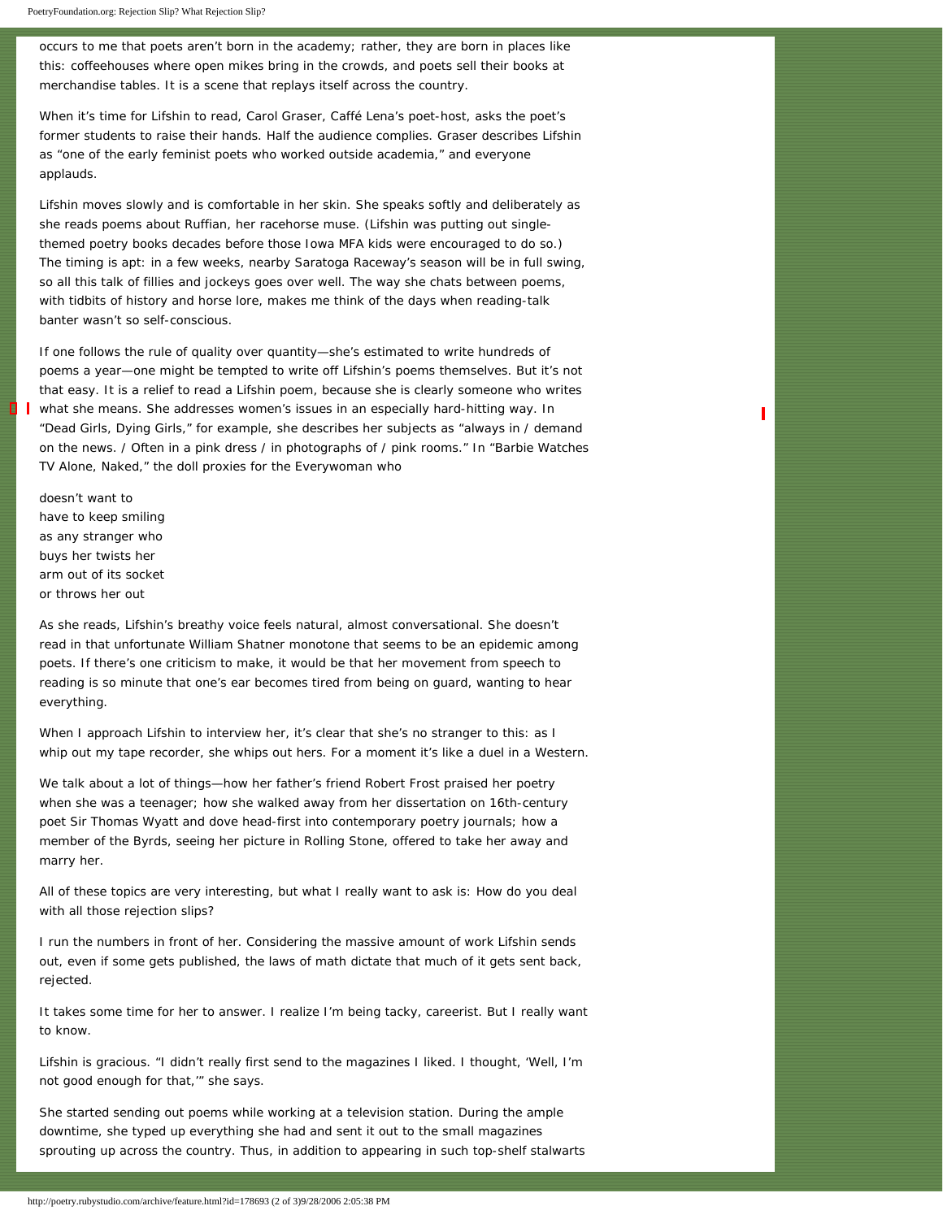occurs to me that poets aren't born in the academy; rather, they are born in places like this: coffeehouses where open mikes bring in the crowds, and poets sell their books at merchandise tables. It is a scene that replays itself across the country.

When it's time for Lifshin to read, Carol Graser, Caffé Lena's poet-host, asks the poet's former students to raise their hands. Half the audience complies. Graser describes Lifshin as "one of the early feminist poets who worked outside academia," and everyone applauds.

Lifshin moves slowly and is comfortable in her skin. She speaks softly and deliberately as she reads poems about Ruffian, her racehorse muse. (Lifshin was putting out single-themed poetry books decades before those Iowa MFA kids were encouraged to do so.) The timing is apt: in a few weeks, nearby Saratoga Raceway's season will be in full swing, so all this talk of fillies and jockeys goes over well. The way she chats between poems, with tidbits of history and horse lore, makes me think of the days when reading-talk banter wasn't so self-conscious.

If one follows the rule of quality over quantity—she's estimated to write hundreds of poems a year—one might be tempted to write off Lifshin's poems themselves. But it's not that easy. It is a relief to read a Lifshin poem, because she is clearly someone who writes what she means. She addresses women's issues in an especially hard-hitting way. In "Dead Girls, Dying Girls," for example, she describes her subjects as "always in / demand on the news. / Often in a pink dress / in photographs of / pink rooms." In "Barbie Watches TV Alone, Naked," the doll proxies for the Everywoman who

doesn't want to
have to keep smiling
as any stranger who
buys her twists her
arm out of its socket
or throws her out

As she reads, Lifshin's breathy voice feels natural, almost conversational. She doesn't read in that unfortunate William Shatner monotone that seems to be an epidemic among poets. If there's one criticism to make, it would be that her movement from speech to reading is so minute that one's ear becomes tired from being on guard, wanting to hear everything.

When I approach Lifshin to interview her, it's clear that she's no stranger to this: as I whip out my tape recorder, she whips out hers. For a moment it's like a duel in a Western.

We talk about a lot of things—how her father's friend Robert Frost praised her poetry when she was a teenager; how she walked away from her dissertation on 16th-century poet Sir Thomas Wyatt and dove head-first into contemporary poetry journals; how a member of the Byrds, seeing her picture in Rolling Stone, offered to take her away and marry her.

All of these topics are very interesting, but what I really want to ask is: How do you deal with all those rejection slips?

I run the numbers in front of her. Considering the massive amount of work Lifshin sends out, even if some gets published, the laws of math dictate that much of it gets sent back, rejected.

It takes some time for her to answer. I realize I'm being tacky, careerist. But I really want to know.

Lifshin is gracious. "I didn't really first send to the magazines I liked. I thought, 'Well, I'm not good enough for that,'" she says.

She started sending out poems while working at a television station. During the ample downtime, she typed up everything she had and sent it out to the small magazines sprouting up across the country. Thus, in addition to appearing in such top-shelf stalwarts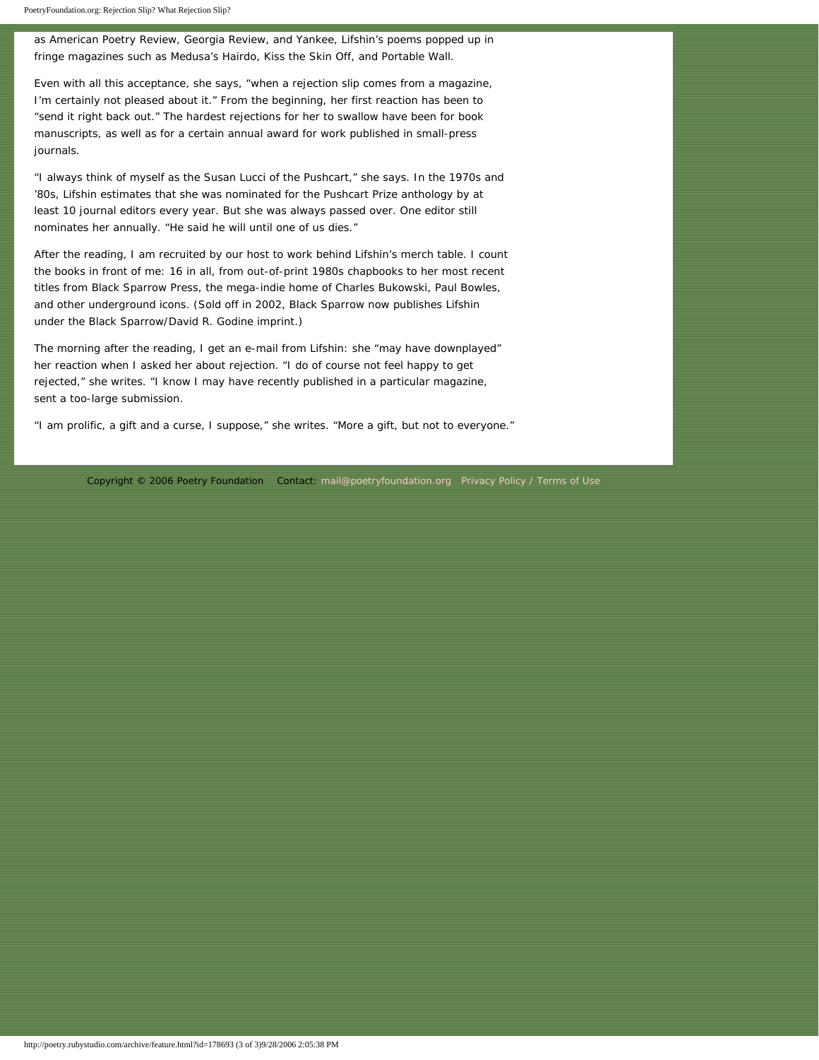as American Poetry Review, Georgia Review, and Yankee, Lifshin's poems popped up in fringe magazines such as Medusa's Hairdo, Kiss the Skin Off, and Portable Wall.

Even with all this acceptance, she says, "when a rejection slip comes from a magazine, I'm certainly not pleased about it." From the beginning, her first reaction has been to "send it right back out." The hardest rejections for her to swallow have been for book manuscripts, as well as for a certain annual award for work published in small-press journals.

"I always think of myself as the Susan Lucci of the Pushcart," she says. In the 1970s and '80s, Lifshin estimates that she was nominated for the Pushcart Prize anthology by at least 10 journal editors every year. But she was always passed over. One editor still nominates her annually. "He said he will until one of us dies."

After the reading, I am recruited by our host to work behind Lifshin's merch table. I count the books in front of me: 16 in all, from out-of-print 1980s chapbooks to her most recent titles from Black Sparrow Press, the mega-indie home of Charles Bukowski, Paul Bowles, and other underground icons. (Sold off in 2002, Black Sparrow now publishes Lifshin under the Black Sparrow/David R. Godine imprint.)

The morning after the reading, I get an e-mail from Lifshin: she "may have downplayed" her reaction when I asked her about rejection. "I do of course not feel happy to get rejected," she writes. "I know I may have recently published in a particular magazine, sent a too-large submission.

"I am prolific, a gift and a curse, I suppose," she writes. "More a gift, but not to everyone."

Copyright © 2006 Poetry Foundation Contact: mail@poetryfoundation.org Privacy Policy / Terms of Use